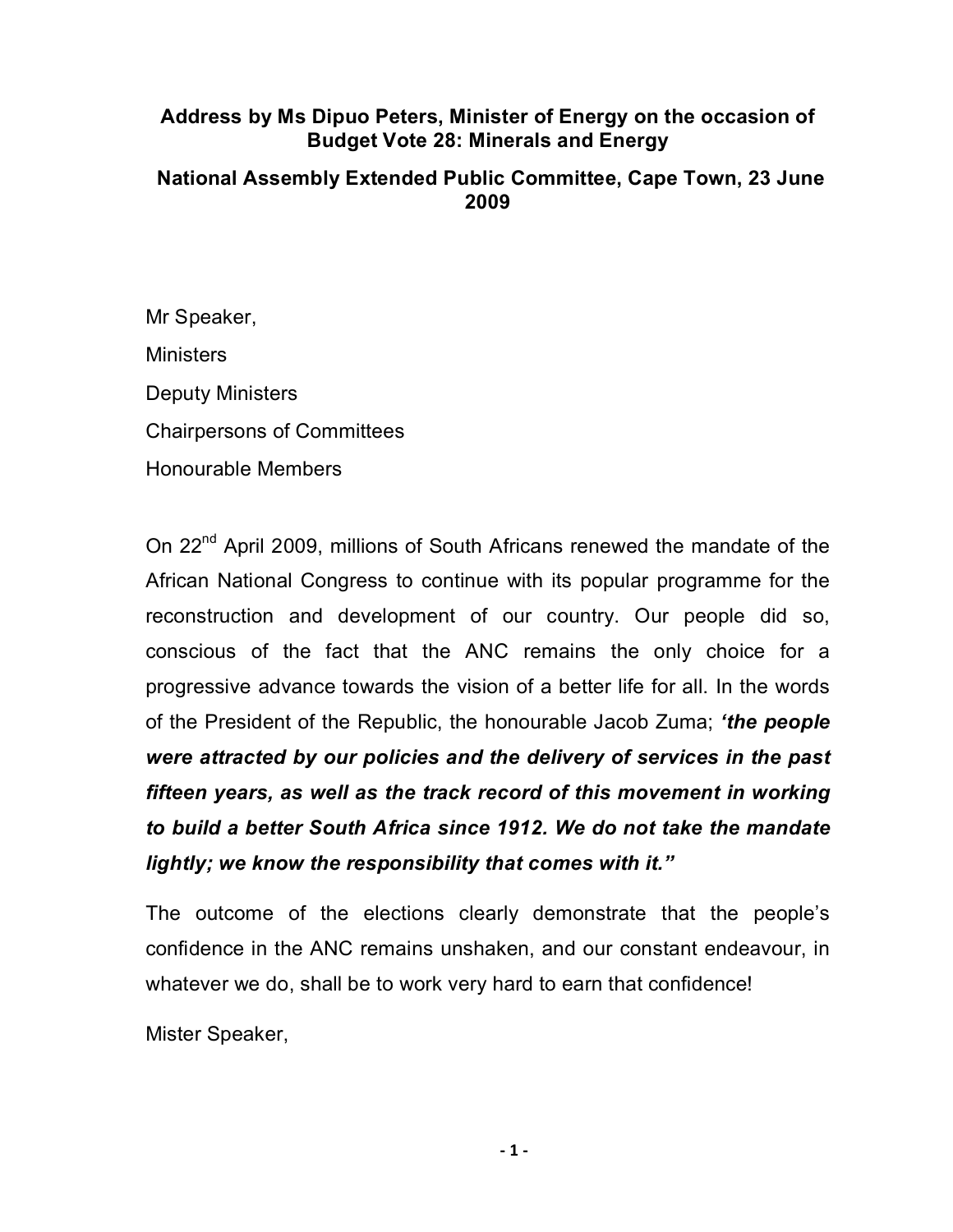**Address by Ms Dipuo Peters, Minister of Energy on the occasion of Budget Vote 28: Minerals and Energy**

**National Assembly Extended Public Committee, Cape Town, 23 June 2009**

Mr Speaker,

Ministers

Deputy Ministers

Chairpersons of Committees

Honourable Members

On 22nd April 2009, millions of South Africans renewed the mandate of the African National Congress to continue with its popular programme for the reconstruction and development of our country. Our people did so, conscious of the fact that the ANC remains the only choice for a progressive advance towards the vision of a better life for all. In the words of the President of the Republic, the honourable Jacob Zuma; ***'the people were attracted by our policies and the delivery of services in the past fifteen years, as well as the track record of this movement in working to build a better South Africa since 1912. We do not take the mandate lightly; we know the responsibility that comes with it."***

The outcome of the elections clearly demonstrate that the people's confidence in the ANC remains unshaken, and our constant endeavour, in whatever we do, shall be to work very hard to earn that confidence!

Mister Speaker,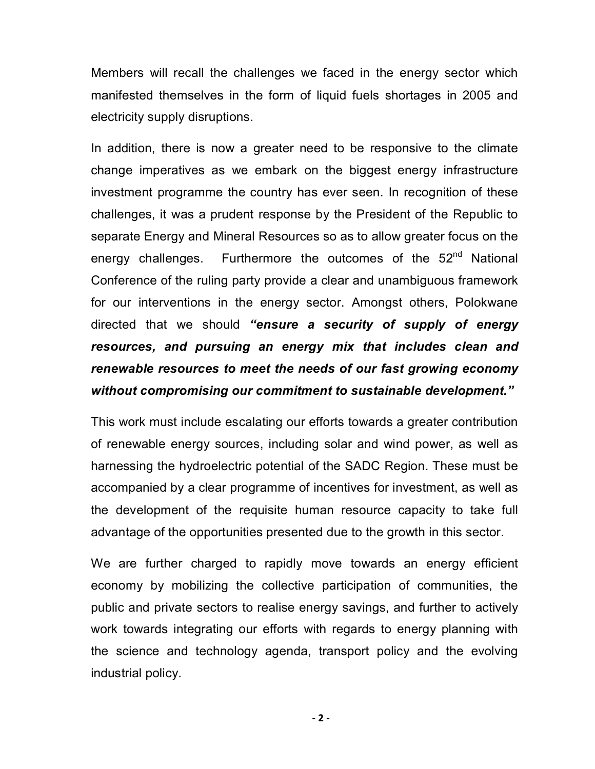Members will recall the challenges we faced in the energy sector which manifested themselves in the form of liquid fuels shortages in 2005 and electricity supply disruptions.

In addition, there is now a greater need to be responsive to the climate change imperatives as we embark on the biggest energy infrastructure investment programme the country has ever seen. In recognition of these challenges, it was a prudent response by the President of the Republic to separate Energy and Mineral Resources so as to allow greater focus on the energy challenges. Furthermore the outcomes of the 52nd National Conference of the ruling party provide a clear and unambiguous framework for our interventions in the energy sector. Amongst others, Polokwane directed that we should ***"ensure a security of supply of energy resources, and pursuing an energy mix that includes clean and renewable resources to meet the needs of our fast growing economy without compromising our commitment to sustainable development."***

This work must include escalating our efforts towards a greater contribution of renewable energy sources, including solar and wind power, as well as harnessing the hydroelectric potential of the SADC Region. These must be accompanied by a clear programme of incentives for investment, as well as the development of the requisite human resource capacity to take full advantage of the opportunities presented due to the growth in this sector.

We are further charged to rapidly move towards an energy efficient economy by mobilizing the collective participation of communities, the public and private sectors to realise energy savings, and further to actively work towards integrating our efforts with regards to energy planning with the science and technology agenda, transport policy and the evolving industrial policy.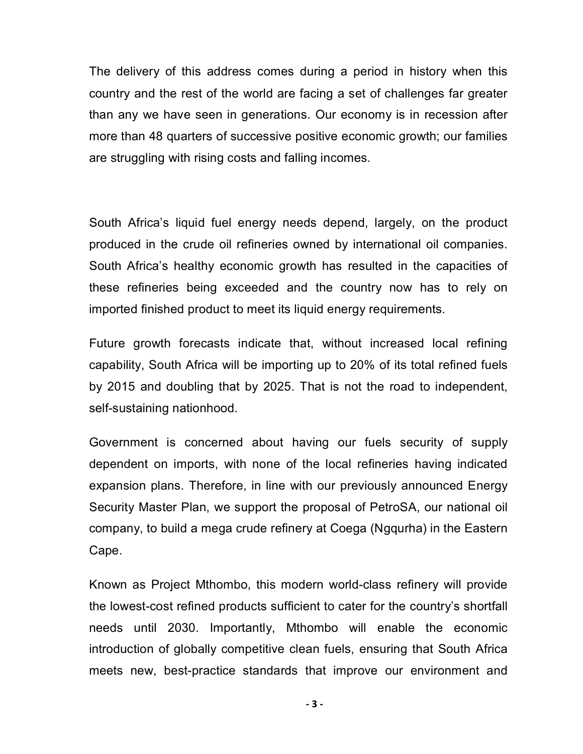The delivery of this address comes during a period in history when this country and the rest of the world are facing a set of challenges far greater than any we have seen in generations. Our economy is in recession after more than 48 quarters of successive positive economic growth; our families are struggling with rising costs and falling incomes.

South Africa's liquid fuel energy needs depend, largely, on the product produced in the crude oil refineries owned by international oil companies. South Africa's healthy economic growth has resulted in the capacities of these refineries being exceeded and the country now has to rely on imported finished product to meet its liquid energy requirements.

Future growth forecasts indicate that, without increased local refining capability, South Africa will be importing up to 20% of its total refined fuels by 2015 and doubling that by 2025. That is not the road to independent, self-sustaining nationhood.

Government is concerned about having our fuels security of supply dependent on imports, with none of the local refineries having indicated expansion plans. Therefore, in line with our previously announced Energy Security Master Plan, we support the proposal of PetroSA, our national oil company, to build a mega crude refinery at Coega (Ngqurha) in the Eastern Cape.

Known as Project Mthombo, this modern world-class refinery will provide the lowest-cost refined products sufficient to cater for the country's shortfall needs until 2030. Importantly, Mthombo will enable the economic introduction of globally competitive clean fuels, ensuring that South Africa meets new, best-practice standards that improve our environment and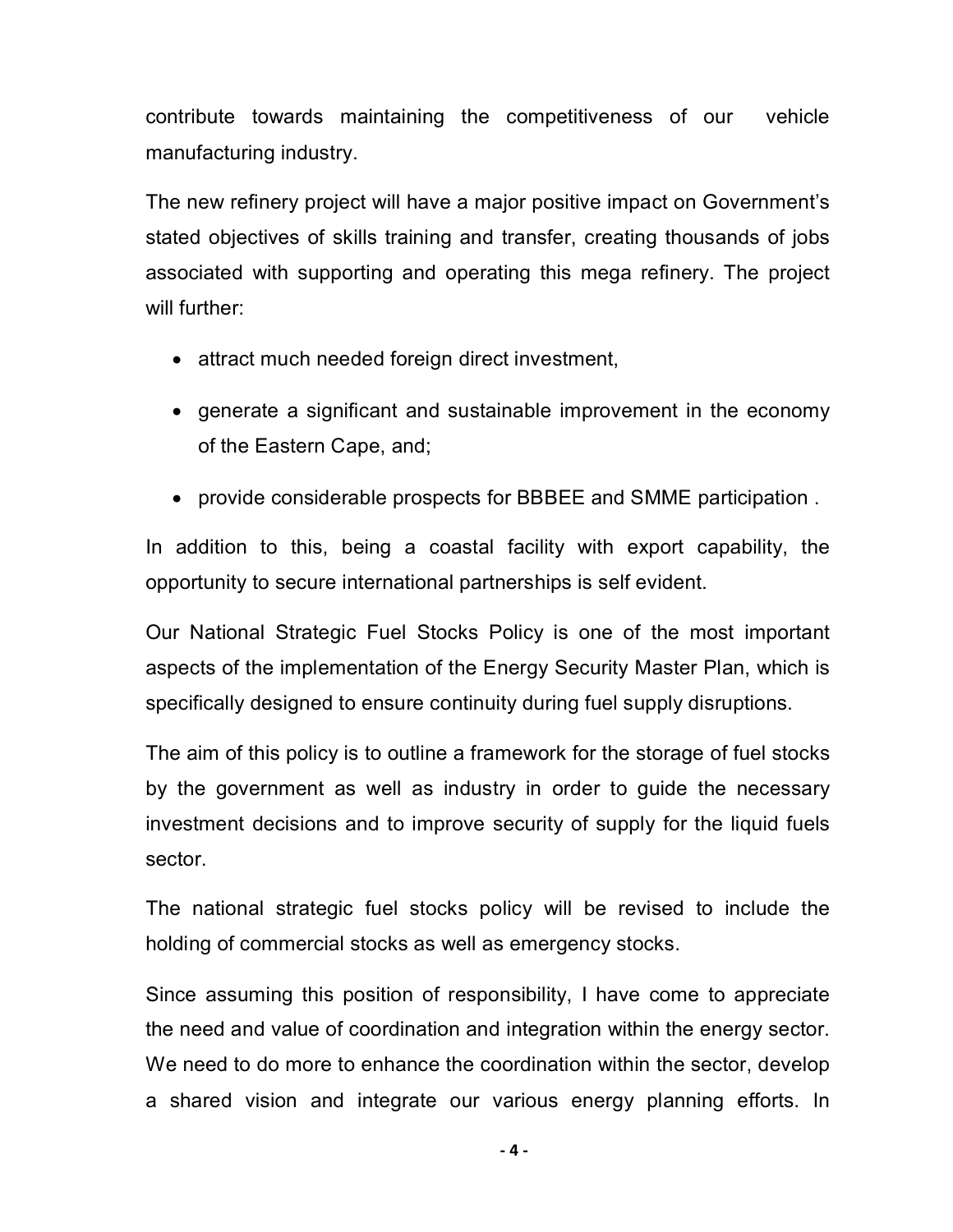contribute towards maintaining the competitiveness of our vehicle manufacturing industry.

The new refinery project will have a major positive impact on Government's stated objectives of skills training and transfer, creating thousands of jobs associated with supporting and operating this mega refinery. The project will further:

- attract much needed foreign direct investment,
- generate a significant and sustainable improvement in the economy of the Eastern Cape, and;
- provide considerable prospects for BBBEE and SMME participation .

In addition to this, being a coastal facility with export capability, the opportunity to secure international partnerships is self evident.

Our National Strategic Fuel Stocks Policy is one of the most important aspects of the implementation of the Energy Security Master Plan, which is specifically designed to ensure continuity during fuel supply disruptions.

The aim of this policy is to outline a framework for the storage of fuel stocks by the government as well as industry in order to guide the necessary investment decisions and to improve security of supply for the liquid fuels sector.

The national strategic fuel stocks policy will be revised to include the holding of commercial stocks as well as emergency stocks.

Since assuming this position of responsibility, I have come to appreciate the need and value of coordination and integration within the energy sector. We need to do more to enhance the coordination within the sector, develop a shared vision and integrate our various energy planning efforts. In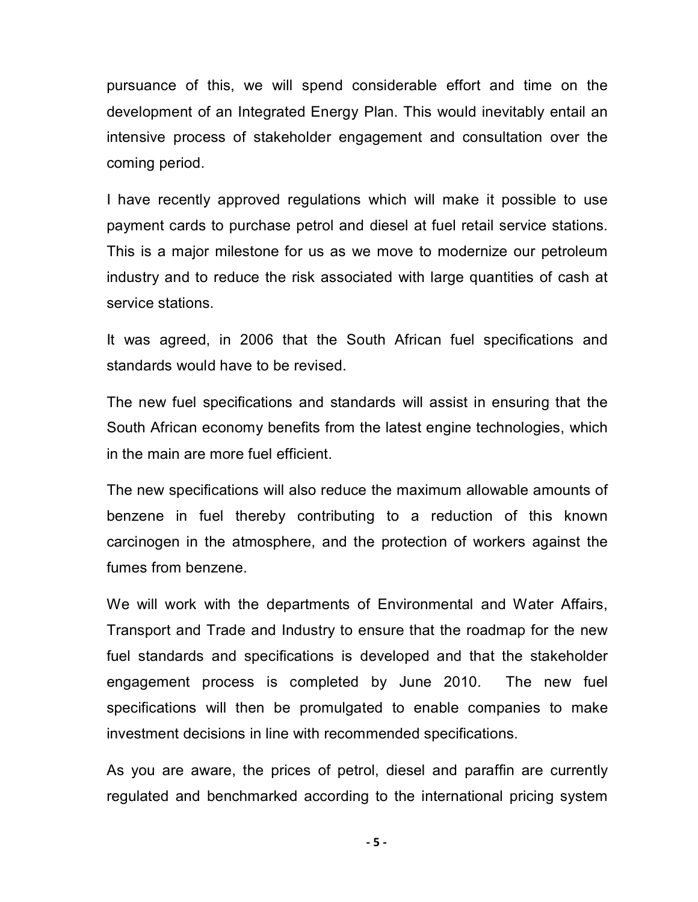pursuance of this, we will spend considerable effort and time on the development of an Integrated Energy Plan. This would inevitably entail an intensive process of stakeholder engagement and consultation over the coming period.

I have recently approved regulations which will make it possible to use payment cards to purchase petrol and diesel at fuel retail service stations. This is a major milestone for us as we move to modernize our petroleum industry and to reduce the risk associated with large quantities of cash at service stations.

It was agreed, in 2006 that the South African fuel specifications and standards would have to be revised.

The new fuel specifications and standards will assist in ensuring that the South African economy benefits from the latest engine technologies, which in the main are more fuel efficient.

The new specifications will also reduce the maximum allowable amounts of benzene in fuel thereby contributing to a reduction of this known carcinogen in the atmosphere, and the protection of workers against the fumes from benzene.

We will work with the departments of Environmental and Water Affairs, Transport and Trade and Industry to ensure that the roadmap for the new fuel standards and specifications is developed and that the stakeholder engagement process is completed by June 2010. The new fuel specifications will then be promulgated to enable companies to make investment decisions in line with recommended specifications.

As you are aware, the prices of petrol, diesel and paraffin are currently regulated and benchmarked according to the international pricing system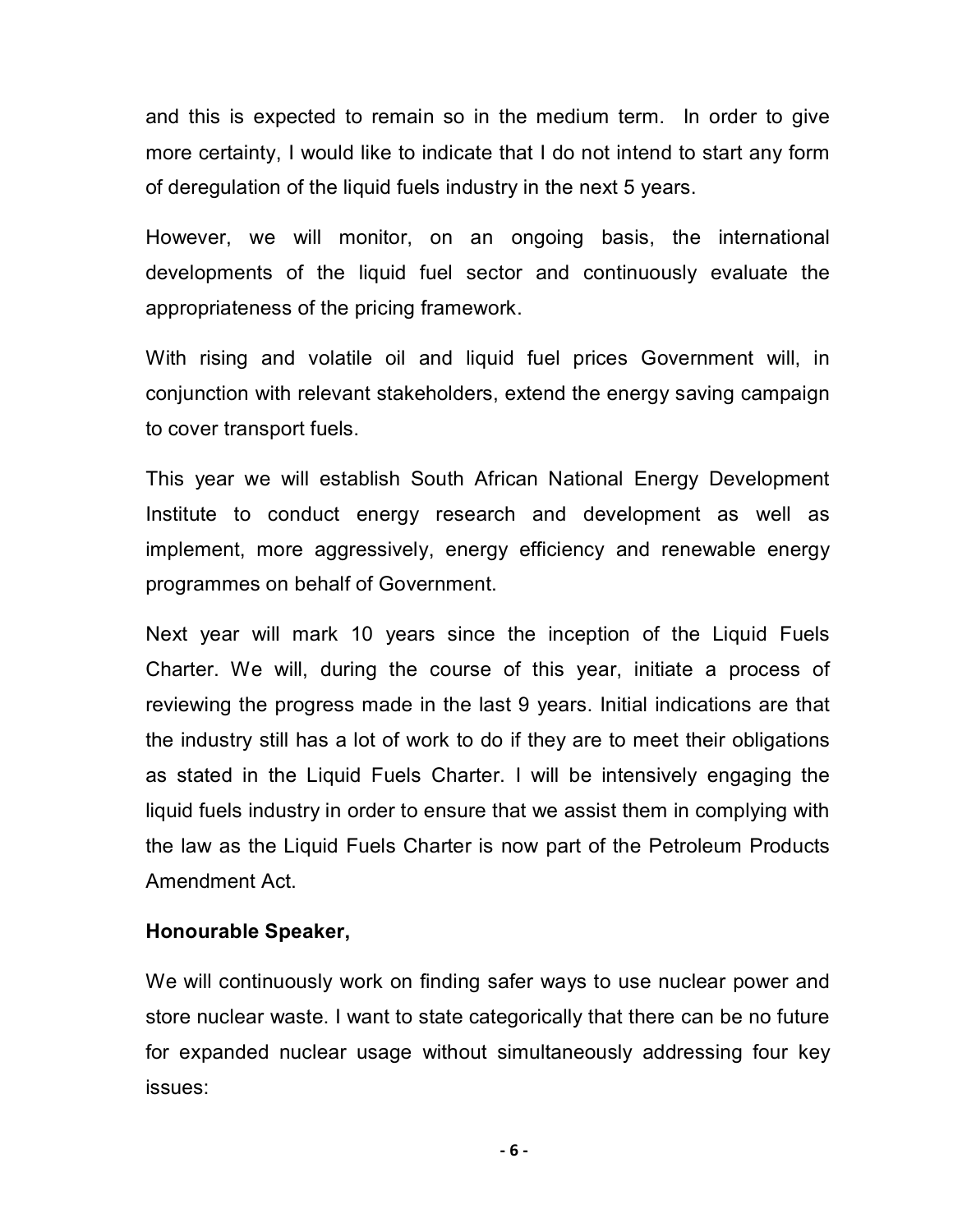and this is expected to remain so in the medium term. In order to give more certainty, I would like to indicate that I do not intend to start any form of deregulation of the liquid fuels industry in the next 5 years.

However, we will monitor, on an ongoing basis, the international developments of the liquid fuel sector and continuously evaluate the appropriateness of the pricing framework.

With rising and volatile oil and liquid fuel prices Government will, in conjunction with relevant stakeholders, extend the energy saving campaign to cover transport fuels.

This year we will establish South African National Energy Development Institute to conduct energy research and development as well as implement, more aggressively, energy efficiency and renewable energy programmes on behalf of Government.

Next year will mark 10 years since the inception of the Liquid Fuels Charter. We will, during the course of this year, initiate a process of reviewing the progress made in the last 9 years. Initial indications are that the industry still has a lot of work to do if they are to meet their obligations as stated in the Liquid Fuels Charter. I will be intensively engaging the liquid fuels industry in order to ensure that we assist them in complying with the law as the Liquid Fuels Charter is now part of the Petroleum Products Amendment Act.

**Honourable Speaker,**

We will continuously work on finding safer ways to use nuclear power and store nuclear waste. I want to state categorically that there can be no future for expanded nuclear usage without simultaneously addressing four key issues: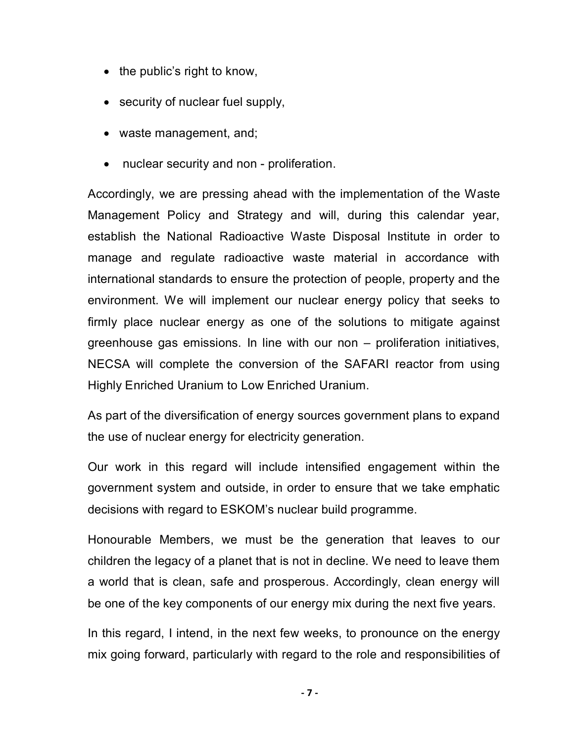- the public's right to know,
- security of nuclear fuel supply,
- waste management, and;
- nuclear security and non - proliferation.

Accordingly, we are pressing ahead with the implementation of the Waste Management Policy and Strategy and will, during this calendar year, establish the National Radioactive Waste Disposal Institute in order to manage and regulate radioactive waste material in accordance with international standards to ensure the protection of people, property and the environment. We will implement our nuclear energy policy that seeks to firmly place nuclear energy as one of the solutions to mitigate against greenhouse gas emissions. In line with our non – proliferation initiatives, NECSA will complete the conversion of the SAFARI reactor from using Highly Enriched Uranium to Low Enriched Uranium.

As part of the diversification of energy sources government plans to expand the use of nuclear energy for electricity generation.

Our work in this regard will include intensified engagement within the government system and outside, in order to ensure that we take emphatic decisions with regard to ESKOM's nuclear build programme.

Honourable Members, we must be the generation that leaves to our children the legacy of a planet that is not in decline. We need to leave them a world that is clean, safe and prosperous. Accordingly, clean energy will be one of the key components of our energy mix during the next five years.

In this regard, I intend, in the next few weeks, to pronounce on the energy mix going forward, particularly with regard to the role and responsibilities of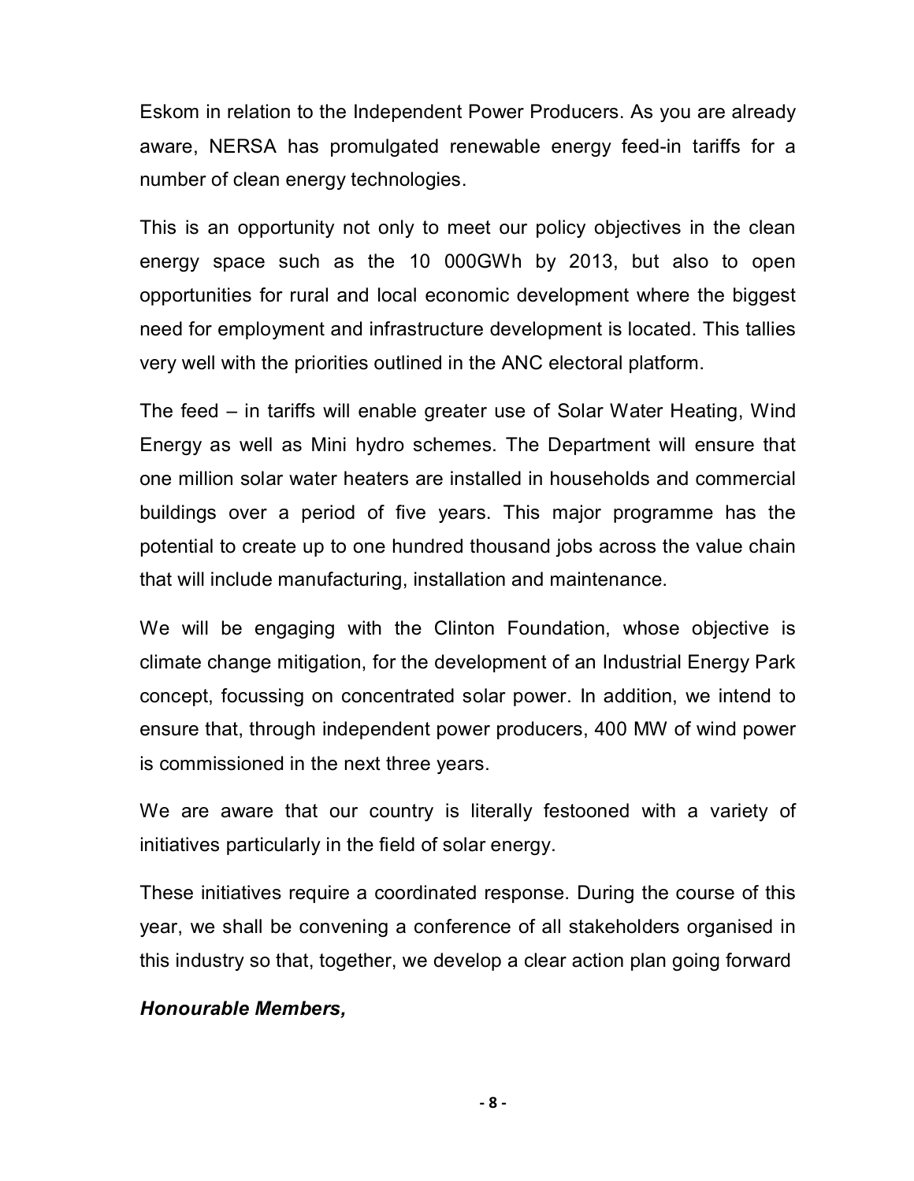Eskom in relation to the Independent Power Producers. As you are already aware, NERSA has promulgated renewable energy feed-in tariffs for a number of clean energy technologies.

This is an opportunity not only to meet our policy objectives in the clean energy space such as the 10 000GWh by 2013, but also to open opportunities for rural and local economic development where the biggest need for employment and infrastructure development is located. This tallies very well with the priorities outlined in the ANC electoral platform.

The feed – in tariffs will enable greater use of Solar Water Heating, Wind Energy as well as Mini hydro schemes. The Department will ensure that one million solar water heaters are installed in households and commercial buildings over a period of five years. This major programme has the potential to create up to one hundred thousand jobs across the value chain that will include manufacturing, installation and maintenance.

We will be engaging with the Clinton Foundation, whose objective is climate change mitigation, for the development of an Industrial Energy Park concept, focussing on concentrated solar power. In addition, we intend to ensure that, through independent power producers, 400 MW of wind power is commissioned in the next three years.

We are aware that our country is literally festooned with a variety of initiatives particularly in the field of solar energy.

These initiatives require a coordinated response. During the course of this year, we shall be convening a conference of all stakeholders organised in this industry so that, together, we develop a clear action plan going forward

***Honourable Members,***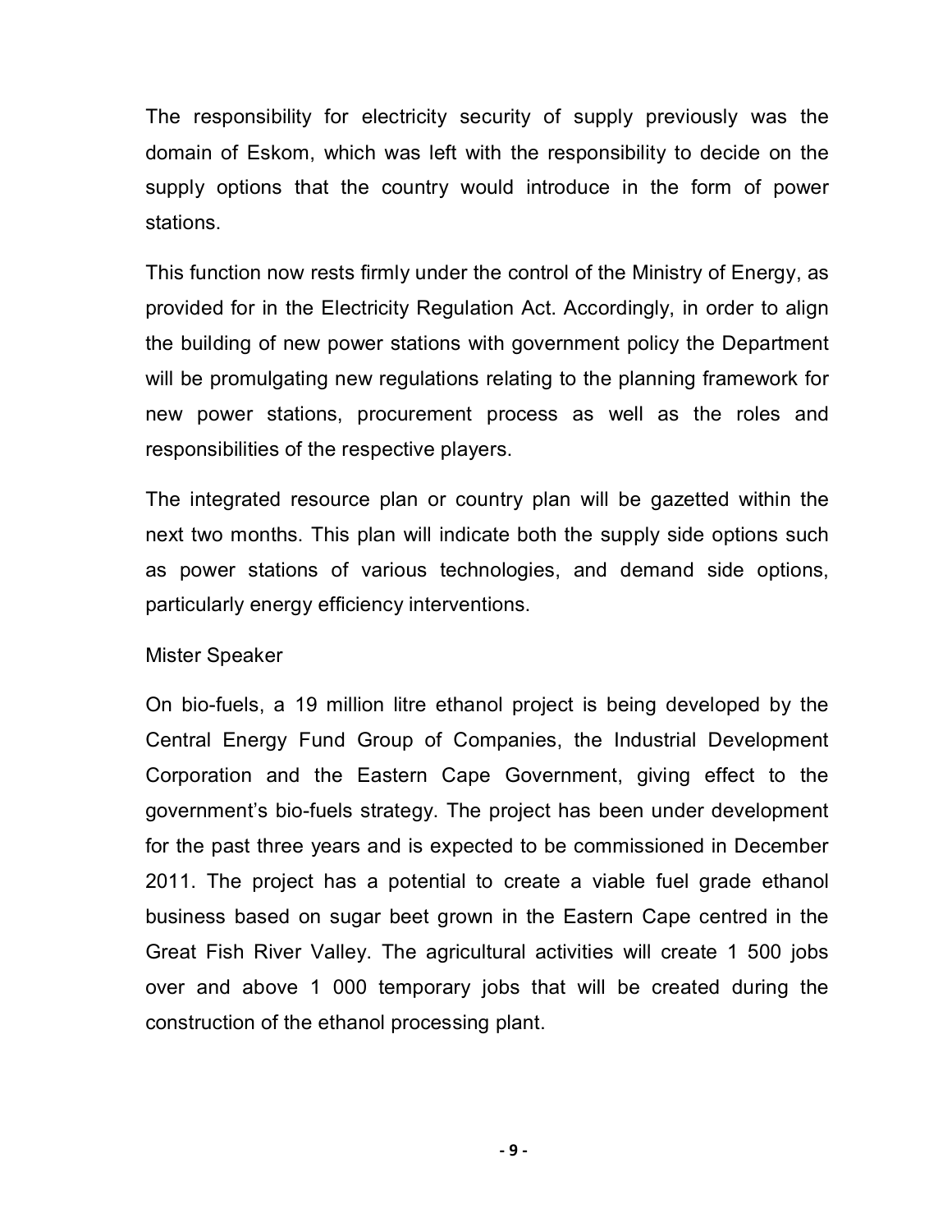The responsibility for electricity security of supply previously was the domain of Eskom, which was left with the responsibility to decide on the supply options that the country would introduce in the form of power stations.

This function now rests firmly under the control of the Ministry of Energy, as provided for in the Electricity Regulation Act. Accordingly, in order to align the building of new power stations with government policy the Department will be promulgating new regulations relating to the planning framework for new power stations, procurement process as well as the roles and responsibilities of the respective players.

The integrated resource plan or country plan will be gazetted within the next two months. This plan will indicate both the supply side options such as power stations of various technologies, and demand side options, particularly energy efficiency interventions.

Mister Speaker

On bio-fuels, a 19 million litre ethanol project is being developed by the Central Energy Fund Group of Companies, the Industrial Development Corporation and the Eastern Cape Government, giving effect to the government's bio-fuels strategy. The project has been under development for the past three years and is expected to be commissioned in December 2011. The project has a potential to create a viable fuel grade ethanol business based on sugar beet grown in the Eastern Cape centred in the Great Fish River Valley. The agricultural activities will create 1 500 jobs over and above 1 000 temporary jobs that will be created during the construction of the ethanol processing plant.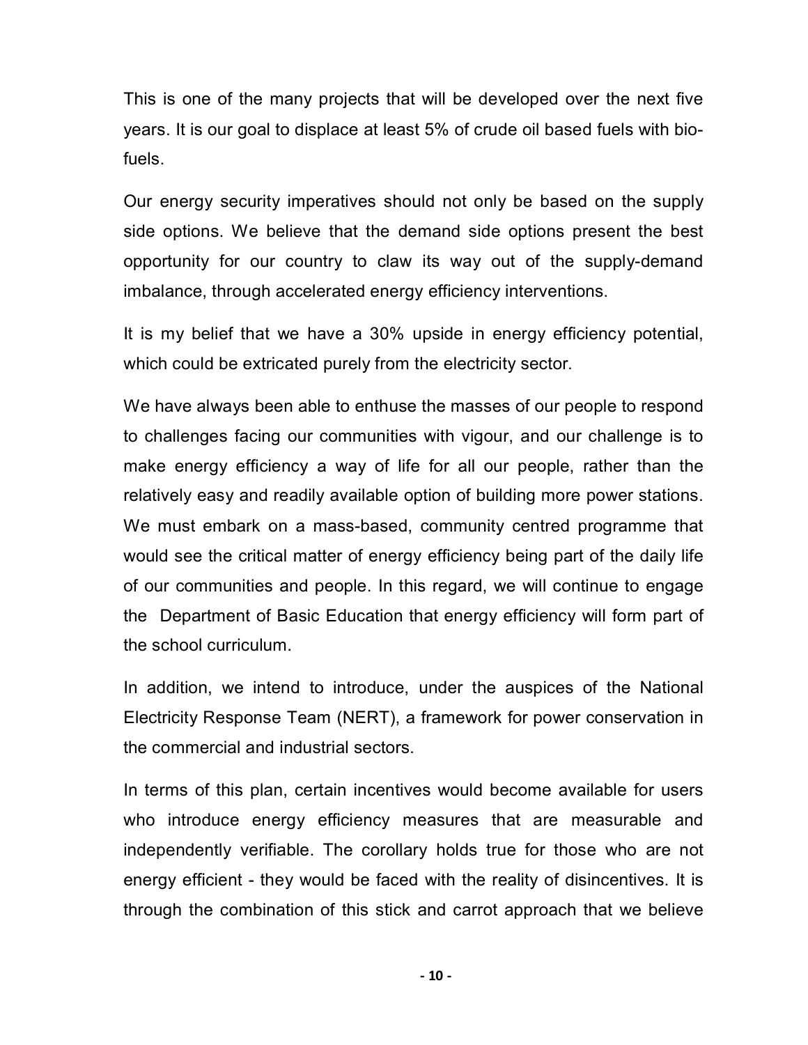This is one of the many projects that will be developed over the next five years. It is our goal to displace at least 5% of crude oil based fuels with bio-fuels.

Our energy security imperatives should not only be based on the supply side options. We believe that the demand side options present the best opportunity for our country to claw its way out of the supply-demand imbalance, through accelerated energy efficiency interventions.

It is my belief that we have a 30% upside in energy efficiency potential, which could be extricated purely from the electricity sector.

We have always been able to enthuse the masses of our people to respond to challenges facing our communities with vigour, and our challenge is to make energy efficiency a way of life for all our people, rather than the relatively easy and readily available option of building more power stations. We must embark on a mass-based, community centred programme that would see the critical matter of energy efficiency being part of the daily life of our communities and people. In this regard, we will continue to engage the Department of Basic Education that energy efficiency will form part of the school curriculum.

In addition, we intend to introduce, under the auspices of the National Electricity Response Team (NERT), a framework for power conservation in the commercial and industrial sectors.

In terms of this plan, certain incentives would become available for users who introduce energy efficiency measures that are measurable and independently verifiable. The corollary holds true for those who are not energy efficient - they would be faced with the reality of disincentives. It is through the combination of this stick and carrot approach that we believe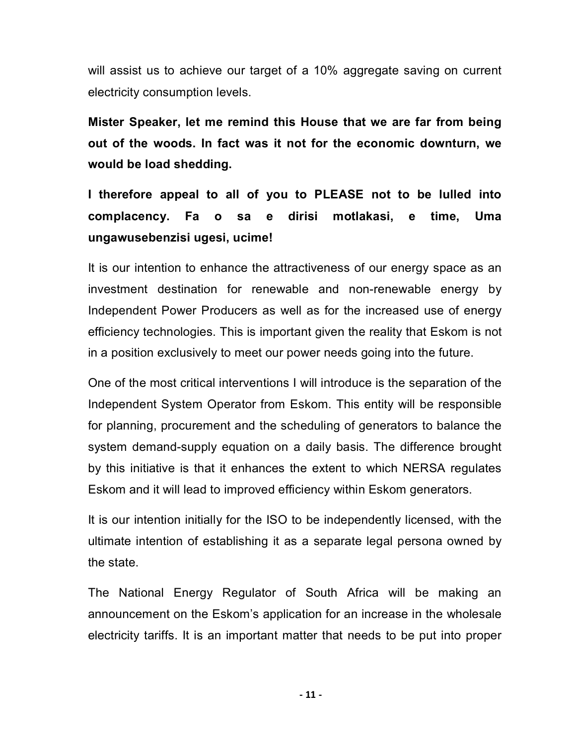will assist us to achieve our target of a 10% aggregate saving on current electricity consumption levels.

**Mister Speaker, let me remind this House that we are far from being out of the woods. In fact was it not for the economic downturn, we would be load shedding.**

**I therefore appeal to all of you to PLEASE not to be lulled into complacency. Fa o sa e dirisi motlakasi, e time, Uma ungawusebenzisi ugesi, ucime!**

It is our intention to enhance the attractiveness of our energy space as an investment destination for renewable and non-renewable energy by Independent Power Producers as well as for the increased use of energy efficiency technologies. This is important given the reality that Eskom is not in a position exclusively to meet our power needs going into the future.

One of the most critical interventions I will introduce is the separation of the Independent System Operator from Eskom. This entity will be responsible for planning, procurement and the scheduling of generators to balance the system demand-supply equation on a daily basis. The difference brought by this initiative is that it enhances the extent to which NERSA regulates Eskom and it will lead to improved efficiency within Eskom generators.

It is our intention initially for the ISO to be independently licensed, with the ultimate intention of establishing it as a separate legal persona owned by the state.

The National Energy Regulator of South Africa will be making an announcement on the Eskom's application for an increase in the wholesale electricity tariffs. It is an important matter that needs to be put into proper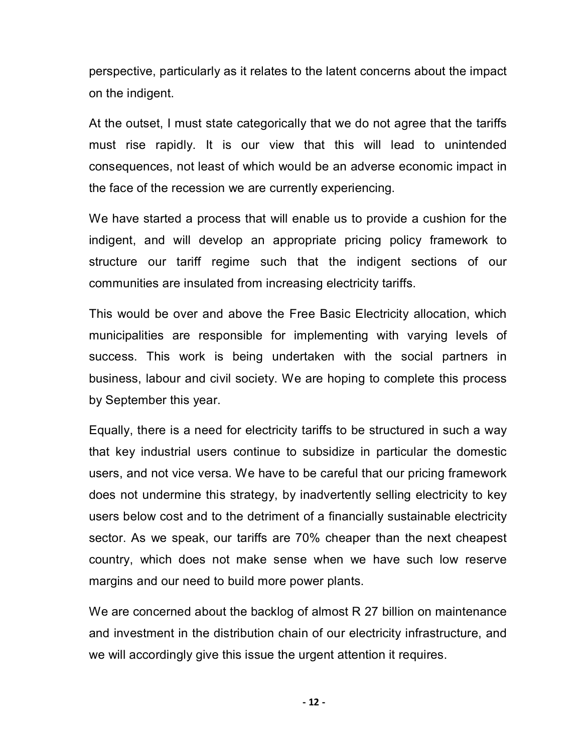perspective, particularly as it relates to the latent concerns about the impact on the indigent.

At the outset, I must state categorically that we do not agree that the tariffs must rise rapidly. It is our view that this will lead to unintended consequences, not least of which would be an adverse economic impact in the face of the recession we are currently experiencing.

We have started a process that will enable us to provide a cushion for the indigent, and will develop an appropriate pricing policy framework to structure our tariff regime such that the indigent sections of our communities are insulated from increasing electricity tariffs.

This would be over and above the Free Basic Electricity allocation, which municipalities are responsible for implementing with varying levels of success. This work is being undertaken with the social partners in business, labour and civil society. We are hoping to complete this process by September this year.

Equally, there is a need for electricity tariffs to be structured in such a way that key industrial users continue to subsidize in particular the domestic users, and not vice versa. We have to be careful that our pricing framework does not undermine this strategy, by inadvertently selling electricity to key users below cost and to the detriment of a financially sustainable electricity sector. As we speak, our tariffs are 70% cheaper than the next cheapest country, which does not make sense when we have such low reserve margins and our need to build more power plants.

We are concerned about the backlog of almost R 27 billion on maintenance and investment in the distribution chain of our electricity infrastructure, and we will accordingly give this issue the urgent attention it requires.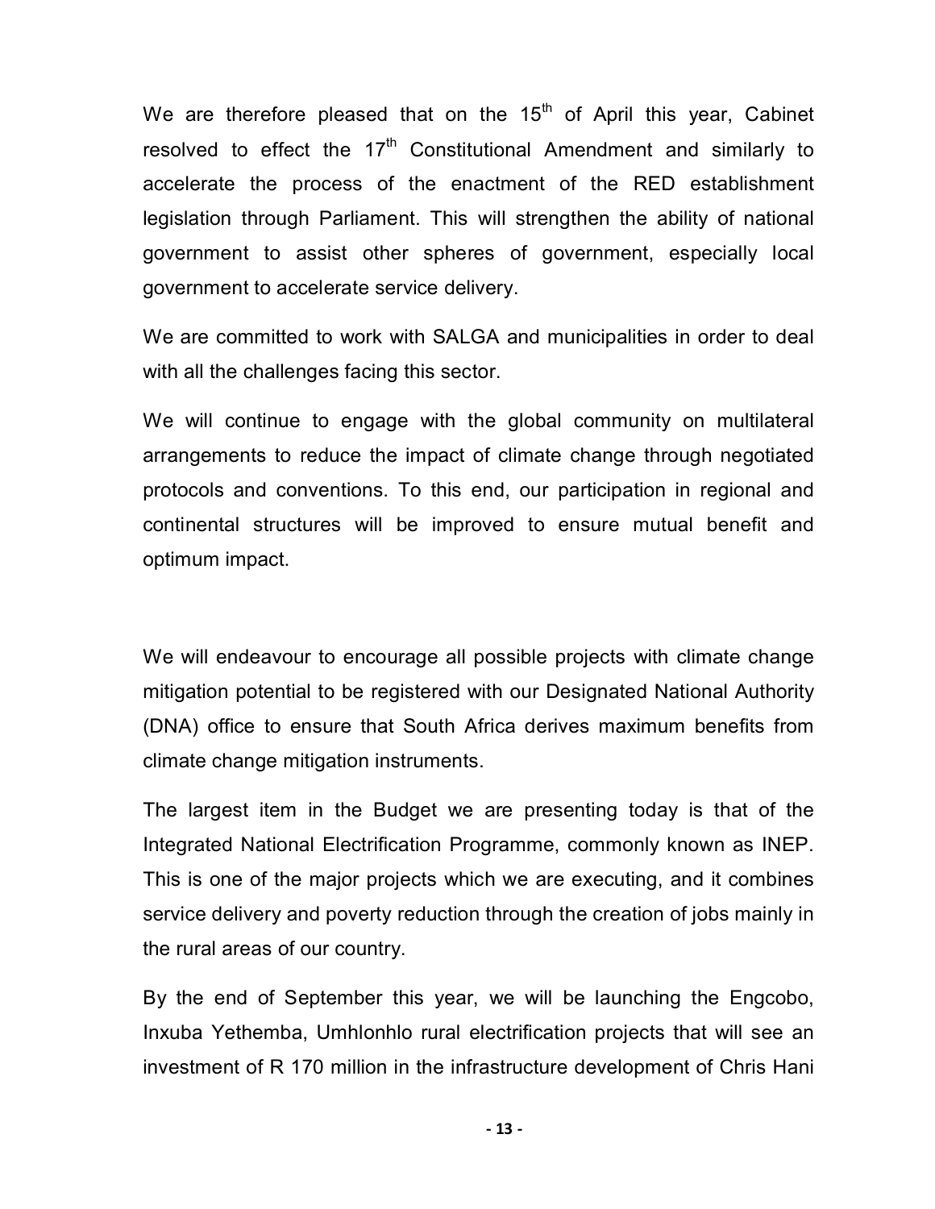We are therefore pleased that on the 15th of April this year, Cabinet resolved to effect the 17th Constitutional Amendment and similarly to accelerate the process of the enactment of the RED establishment legislation through Parliament. This will strengthen the ability of national government to assist other spheres of government, especially local government to accelerate service delivery.

We are committed to work with SALGA and municipalities in order to deal with all the challenges facing this sector.

We will continue to engage with the global community on multilateral arrangements to reduce the impact of climate change through negotiated protocols and conventions. To this end, our participation in regional and continental structures will be improved to ensure mutual benefit and optimum impact.

We will endeavour to encourage all possible projects with climate change mitigation potential to be registered with our Designated National Authority (DNA) office to ensure that South Africa derives maximum benefits from climate change mitigation instruments.

The largest item in the Budget we are presenting today is that of the Integrated National Electrification Programme, commonly known as INEP. This is one of the major projects which we are executing, and it combines service delivery and poverty reduction through the creation of jobs mainly in the rural areas of our country.

By the end of September this year, we will be launching the Engcobo, Inxuba Yethemba, Umhlonhlo rural electrification projects that will see an investment of R 170 million in the infrastructure development of Chris Hani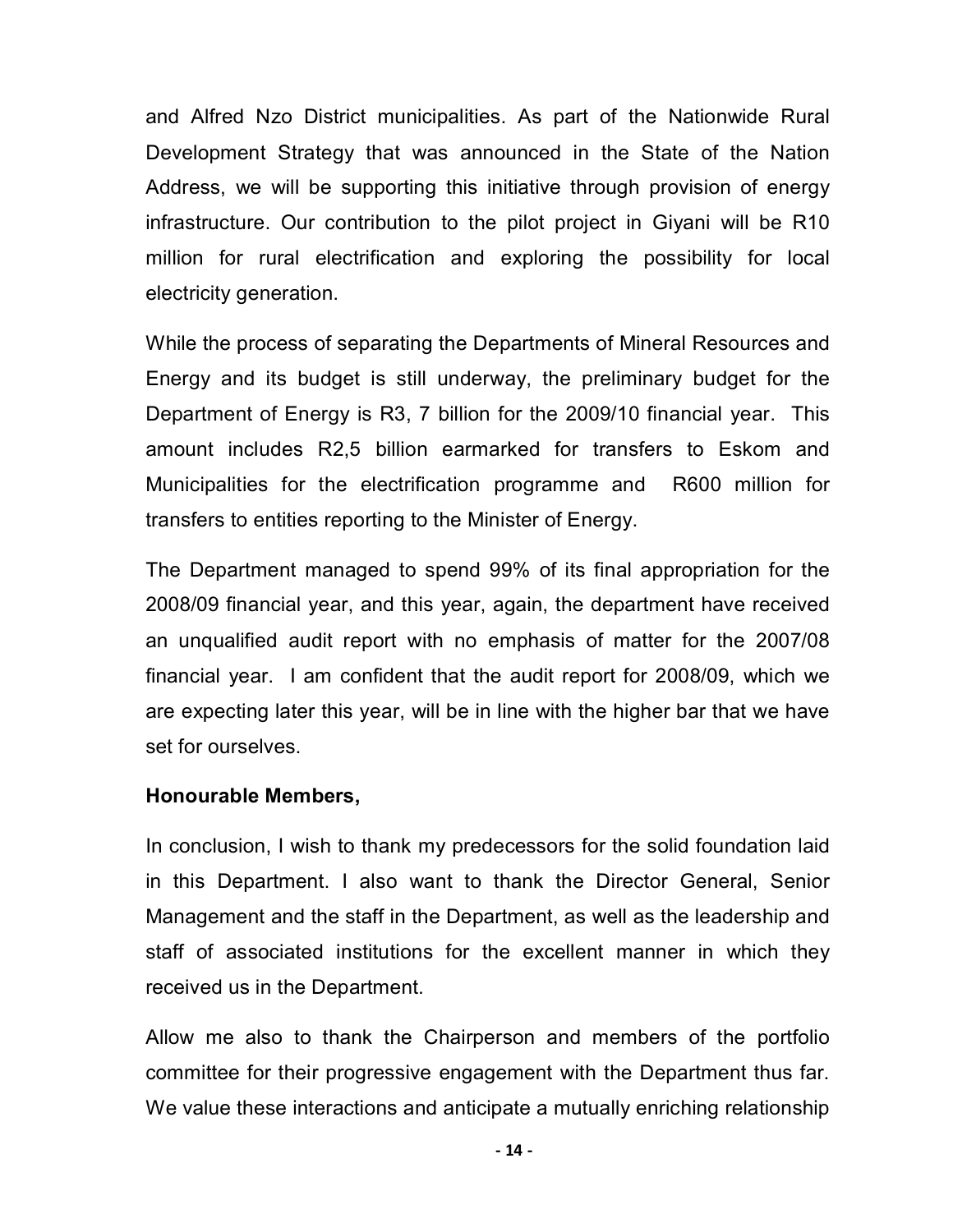and Alfred Nzo District municipalities. As part of the Nationwide Rural Development Strategy that was announced in the State of the Nation Address, we will be supporting this initiative through provision of energy infrastructure. Our contribution to the pilot project in Giyani will be R10 million for rural electrification and exploring the possibility for local electricity generation.

While the process of separating the Departments of Mineral Resources and Energy and its budget is still underway, the preliminary budget for the Department of Energy is R3, 7 billion for the 2009/10 financial year. This amount includes R2,5 billion earmarked for transfers to Eskom and Municipalities for the electrification programme and R600 million for transfers to entities reporting to the Minister of Energy.

The Department managed to spend 99% of its final appropriation for the 2008/09 financial year, and this year, again, the department have received an unqualified audit report with no emphasis of matter for the 2007/08 financial year. I am confident that the audit report for 2008/09, which we are expecting later this year, will be in line with the higher bar that we have set for ourselves.

**Honourable Members,**

In conclusion, I wish to thank my predecessors for the solid foundation laid in this Department. I also want to thank the Director General, Senior Management and the staff in the Department, as well as the leadership and staff of associated institutions for the excellent manner in which they received us in the Department.

Allow me also to thank the Chairperson and members of the portfolio committee for their progressive engagement with the Department thus far. We value these interactions and anticipate a mutually enriching relationship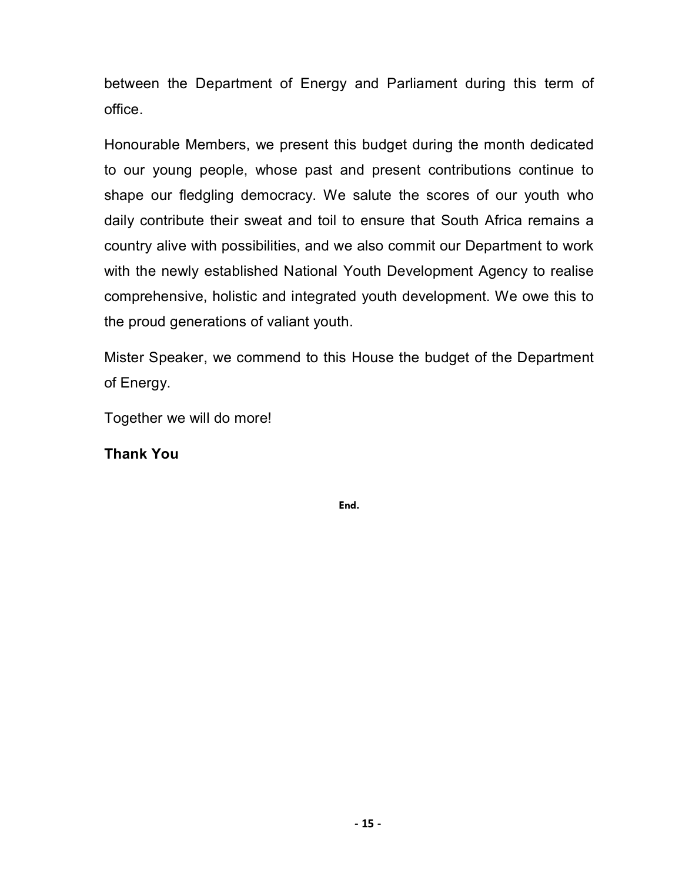between the Department of Energy and Parliament during this term of office.

Honourable Members, we present this budget during the month dedicated to our young people, whose past and present contributions continue to shape our fledgling democracy. We salute the scores of our youth who daily contribute their sweat and toil to ensure that South Africa remains a country alive with possibilities, and we also commit our Department to work with the newly established National Youth Development Agency to realise comprehensive, holistic and integrated youth development. We owe this to the proud generations of valiant youth.

Mister Speaker, we commend to this House the budget of the Department of Energy.

Together we will do more!

**Thank You**

**End.**